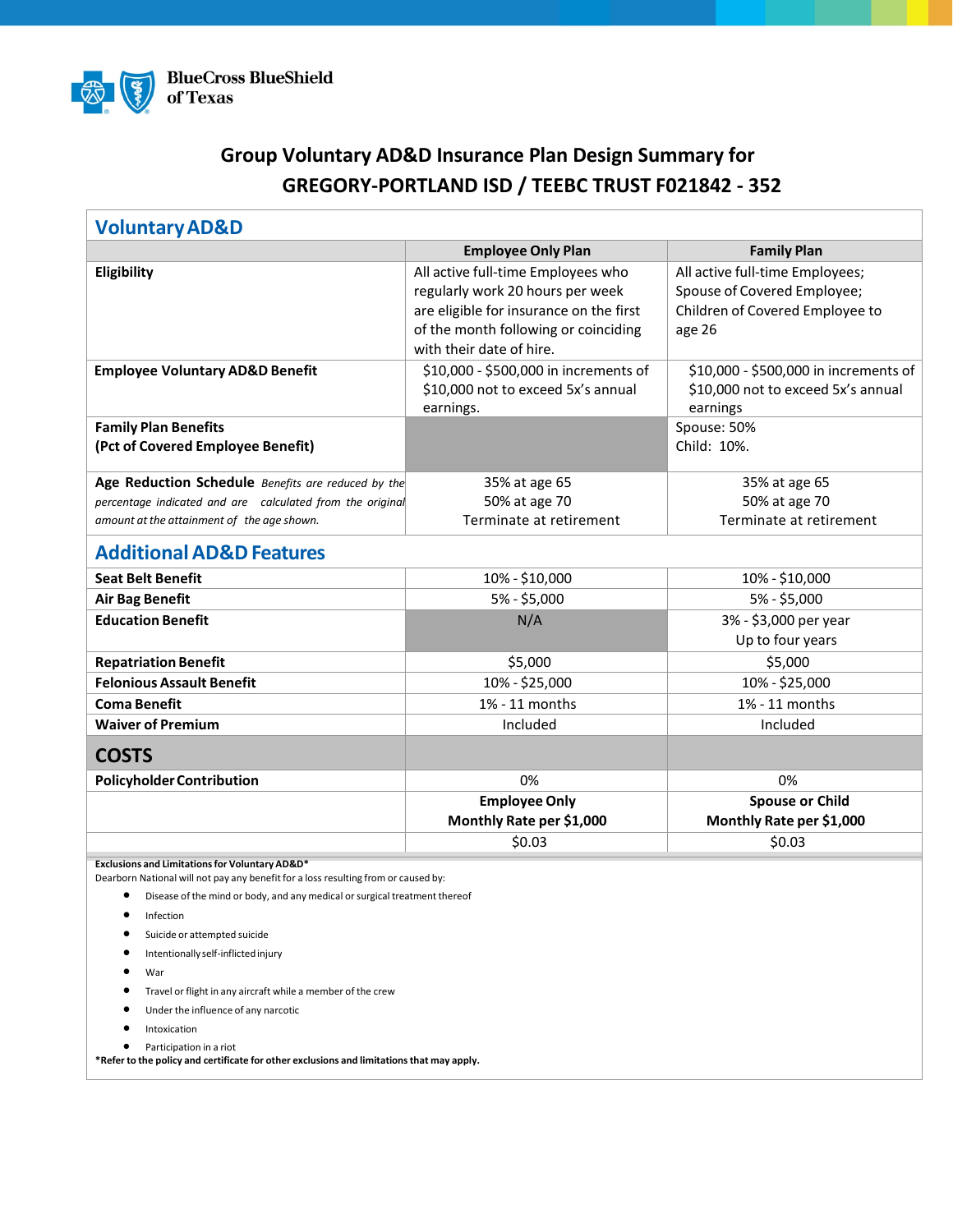BlueCross BlueShield of Texas

# Group Voluntary AD&D Insurance Plan Design Summary for GREGORY-PORTLAND ISD / TEEBC TRUST F021842 - 352

## Voluntary AD&D

| | Employee Only Plan | Family Plan |
|---|---|---|
| **Eligibility** | All active full-time Employees who regularly work 20 hours per week are eligible for insurance on the first of the month following or coinciding with their date of hire. | All active full-time Employees; Spouse of Covered Employee; Children of Covered Employee to age 26 |
| **Employee Voluntary AD&D Benefit** | $10,000 - $500,000 in increments of $10,000 not to exceed 5x's annual earnings. | $10,000 - $500,000 in increments of $10,000 not to exceed 5x's annual earnings |
| **Family Plan Benefits (Pct of Covered Employee Benefit)** | | Spouse: 50%<br>Child: 10%. |
| **Age Reduction Schedule** *Benefits are reduced by the percentage indicated and are calculated from the original amount at the attainment of the age shown.* | 35% at age 65<br>50% at age 70<br>Terminate at retirement | 35% at age 65<br>50% at age 70<br>Terminate at retirement |
| **Additional AD&D Features** | | |
| **Seat Belt Benefit** | 10% - $10,000 | 10% - $10,000 |
| **Air Bag Benefit** | 5% - $5,000 | 5% - $5,000 |
| **Education Benefit** | N/A | 3% - $3,000 per year<br>Up to four years |
| **Repatriation Benefit** | $5,000 | $5,000 |
| **Felonious Assault Benefit** | 10% - $25,000 | 10% - $25,000 |
| **Coma Benefit** | 1% - 11 months | 1% - 11 months |
| **Waiver of Premium** | Included | Included |
| **COSTS** | | |
| **Policyholder Contribution** | 0% | 0% |
| | **Employee Only Monthly Rate per $1,000** | **Spouse or Child Monthly Rate per $1,000** |
| | $0.03 | $0.03 |

**Exclusions and Limitations for Voluntary AD&D***

Dearborn National will not pay any benefit for a loss resulting from or caused by:

- Disease of the mind or body, and any medical or surgical treatment thereof
- Infection
- Suicide or attempted suicide
- Intentionally self-inflicted injury
- War
- Travel or flight in any aircraft while a member of the crew
- Under the influence of any narcotic
- Intoxication
- Participation in a riot

***Refer to the policy and certificate for other exclusions and limitations that may apply.**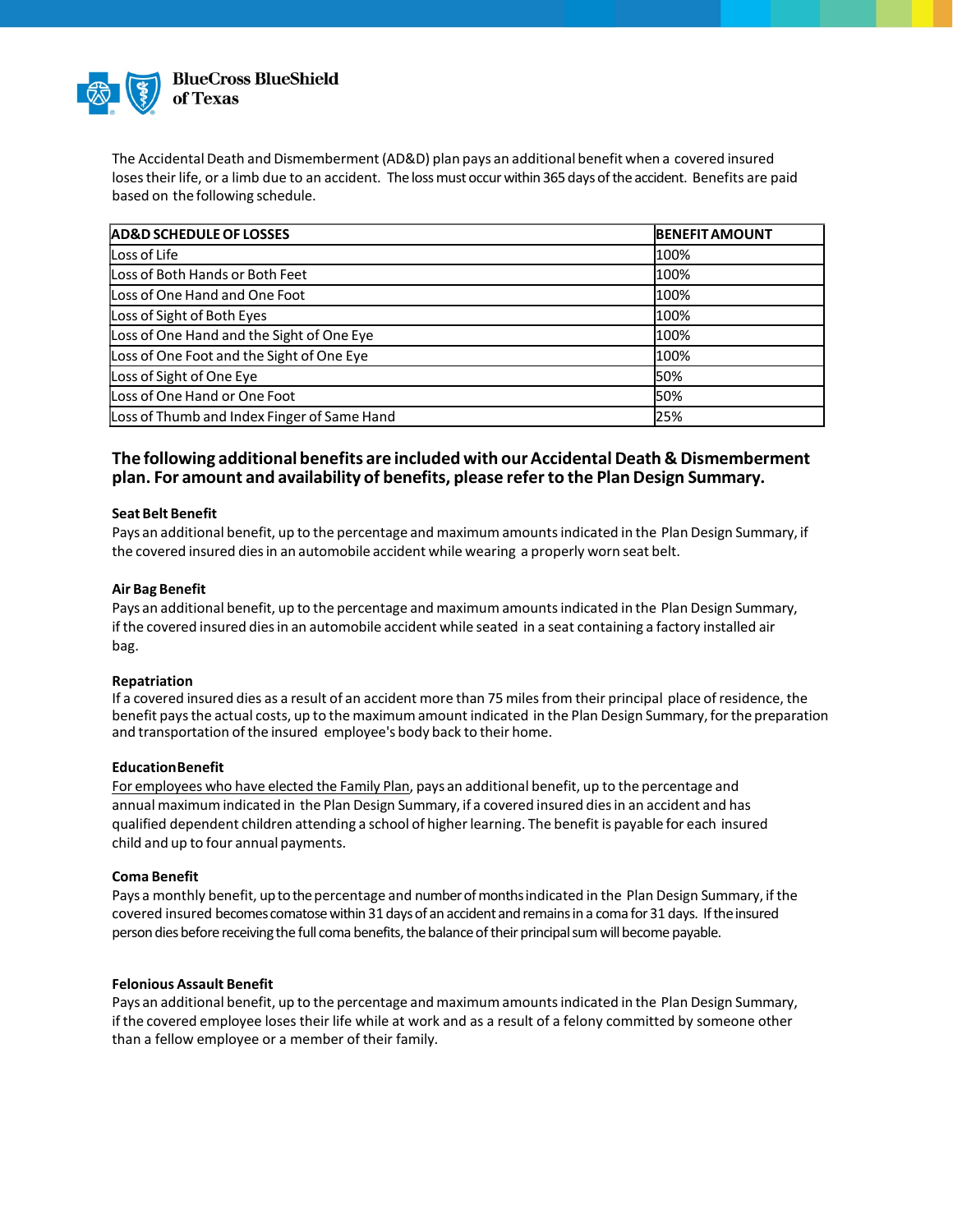BlueCross BlueShield of Texas

The Accidental Death and Dismemberment (AD&D) plan pays an additional benefit when a covered insured loses their life, or a limb due to an accident. The loss must occur within 365 days of the accident. Benefits are paid based on the following schedule.

| AD&D SCHEDULE OF LOSSES | BENEFIT AMOUNT |
|---|---|
| Loss of Life | 100% |
| Loss of Both Hands or Both Feet | 100% |
| Loss of One Hand and One Foot | 100% |
| Loss of Sight of Both Eyes | 100% |
| Loss of One Hand and the Sight of One Eye | 100% |
| Loss of One Foot and the Sight of One Eye | 100% |
| Loss of Sight of One Eye | 50% |
| Loss of One Hand or One Foot | 50% |
| Loss of Thumb and Index Finger of Same Hand | 25% |

## The following additional benefits are included with our Accidental Death & Dismemberment plan. For amount and availability of benefits, please refer to the Plan Design Summary.

**Seat Belt Benefit**

Pays an additional benefit, up to the percentage and maximum amounts indicated in the Plan Design Summary, if the covered insured dies in an automobile accident while wearing a properly worn seat belt.

**Air Bag Benefit**

Pays an additional benefit, up to the percentage and maximum amounts indicated in the Plan Design Summary, if the covered insured dies in an automobile accident while seated in a seat containing a factory installed air bag.

**Repatriation**

If a covered insured dies as a result of an accident more than 75 miles from their principal place of residence, the benefit pays the actual costs, up to the maximum amount indicated in the Plan Design Summary, for the preparation and transportation of the insured employee's body back to their home.

**Education Benefit**

For employees who have elected the Family Plan, pays an additional benefit, up to the percentage and annual maximum indicated in the Plan Design Summary, if a covered insured dies in an accident and has qualified dependent children attending a school of higher learning. The benefit is payable for each insured child and up to four annual payments.

**Coma Benefit**

Pays a monthly benefit, up to the percentage and number of months indicated in the Plan Design Summary, if the covered insured becomes comatose within 31 days of an accident and remains in a coma for 31 days. If the insured person dies before receiving the full coma benefits, the balance of their principal sum will become payable.

**Felonious Assault Benefit**

Pays an additional benefit, up to the percentage and maximum amounts indicated in the Plan Design Summary, if the covered employee loses their life while at work and as a result of a felony committed by someone other than a fellow employee or a member of their family.